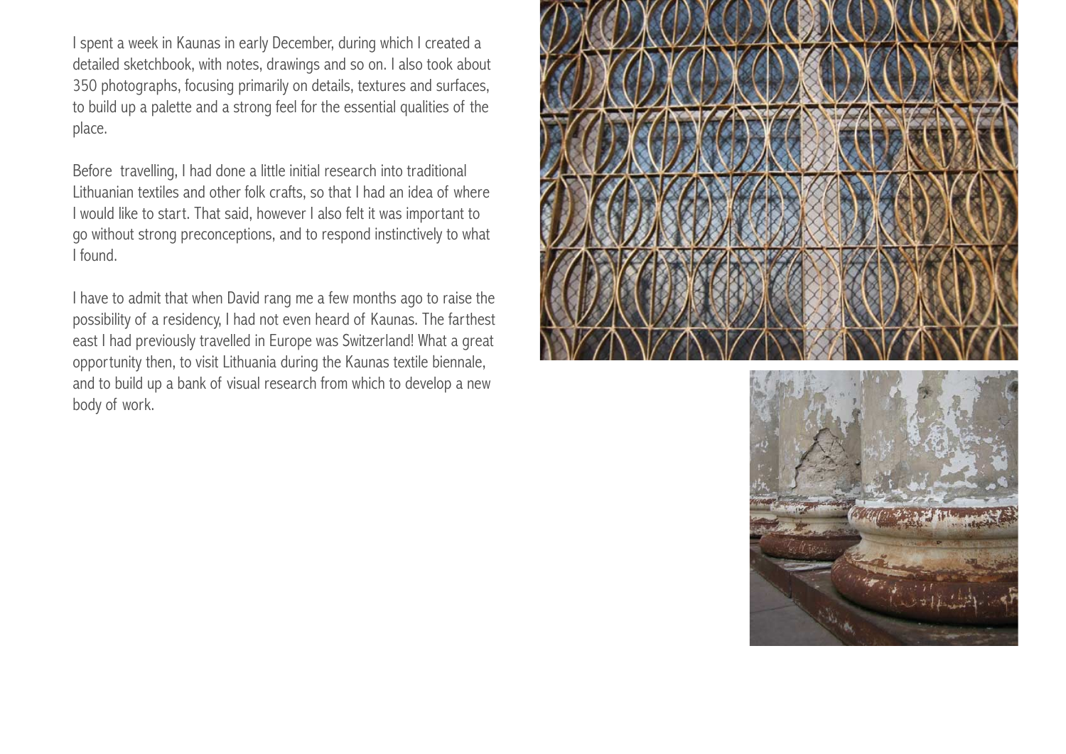I spent a week in Kaunas in early December, during which I created a detailed sketchbook, with notes, drawings and so on. I also took about 350 photographs, focusing primarily on details, textures and surfaces, to build up a palette and a strong feel for the essential qualities of the place.

Before travelling, I had done a little initial research into traditional Lithuanian textiles and other folk crafts, so that I had an idea of where I would like to start. That said, however I also felt it was important to go without strong preconceptions, and to respond instinctively to what I found.

I have to admit that when David rang me a few months ago to raise the possibility of a residency, I had not even heard of Kaunas. The farthest east I had previously travelled in Europe was Switzerland! What a great opportunity then, to visit Lithuania during the Kaunas textile biennale, and to build up a bank of visual research from which to develop a new body of work.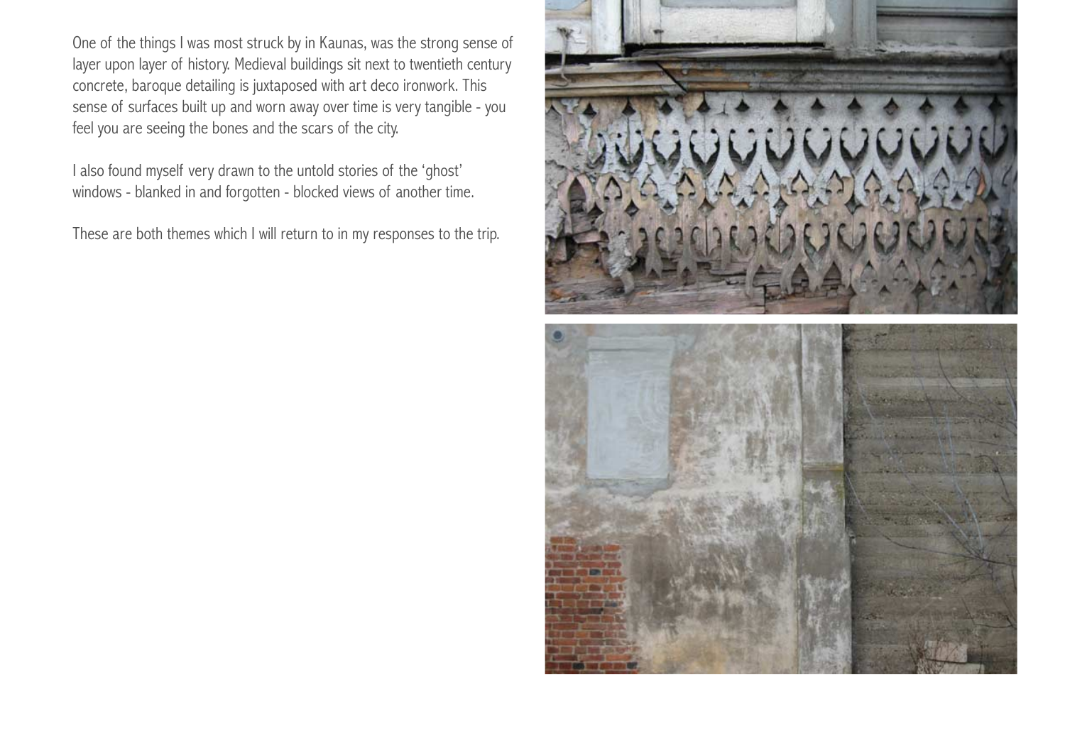One of the things I was most struck by in Kaunas, was the strong sense of layer upon layer of history. Medieval buildings sit next to twentieth century concrete, baroque detailing is juxtaposed with art deco ironwork. This sense of surfaces built up and worn away over time is very tangible - you feel you are seeing the bones and the scars of the city.

I also found myself very drawn to the untold stories of the 'ghost' windows - blanked in and forgotten - blocked views of another time.

These are both themes which I will return to in my responses to the trip.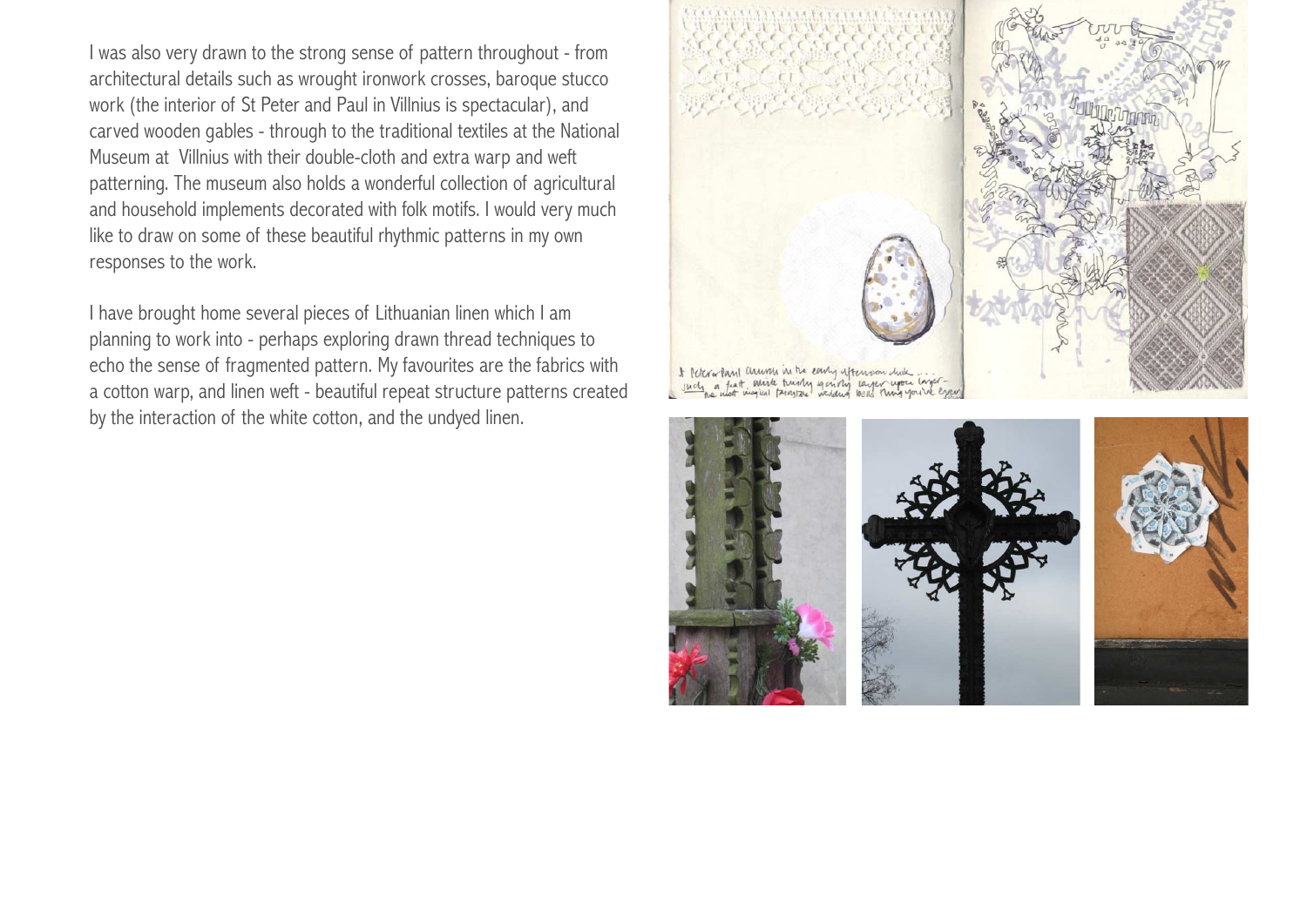I was also very drawn to the strong sense of pattern throughout - from architectural details such as wrought ironwork crosses, baroque stucco work (the interior of St Peter and Paul in Villnius is spectacular), and carved wooden gables - through to the traditional textiles at the National Museum at Villnius with their double-cloth and extra warp and weft patterning. The museum also holds a wonderful collection of agricultural and household implements decorated with folk motifs. I would very much like to draw on some of these beautiful rhythmic patterns in my own responses to the work.

I have brought home several pieces of Lithuanian linen which I am planning to work into - perhaps exploring drawn thread techniques to echo the sense of fragmented pattern. My favourites are the fabrics with a cotton warp, and linen weft - beautiful repeat structure patterns created by the interaction of the white cotton, and the undyed linen.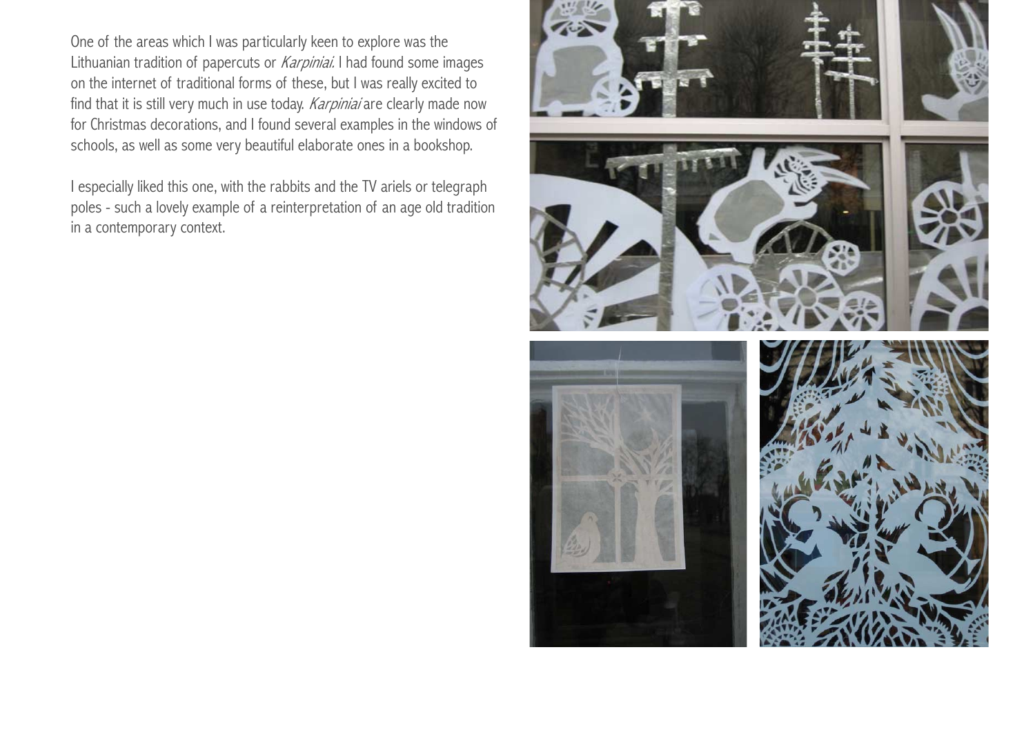One of the areas which I was particularly keen to explore was the Lithuanian tradition of papercuts or *Karpiniai*. I had found some images on the internet of traditional forms of these, but I was really excited to find that it is still very much in use today. *Karpiniai* are clearly made now for Christmas decorations, and I found several examples in the windows of schools, as well as some very beautiful elaborate ones in a bookshop.

I especially liked this one, with the rabbits and the TV ariels or telegraph poles - such a lovely example of a reinterpretation of an age old tradition in a contemporary context.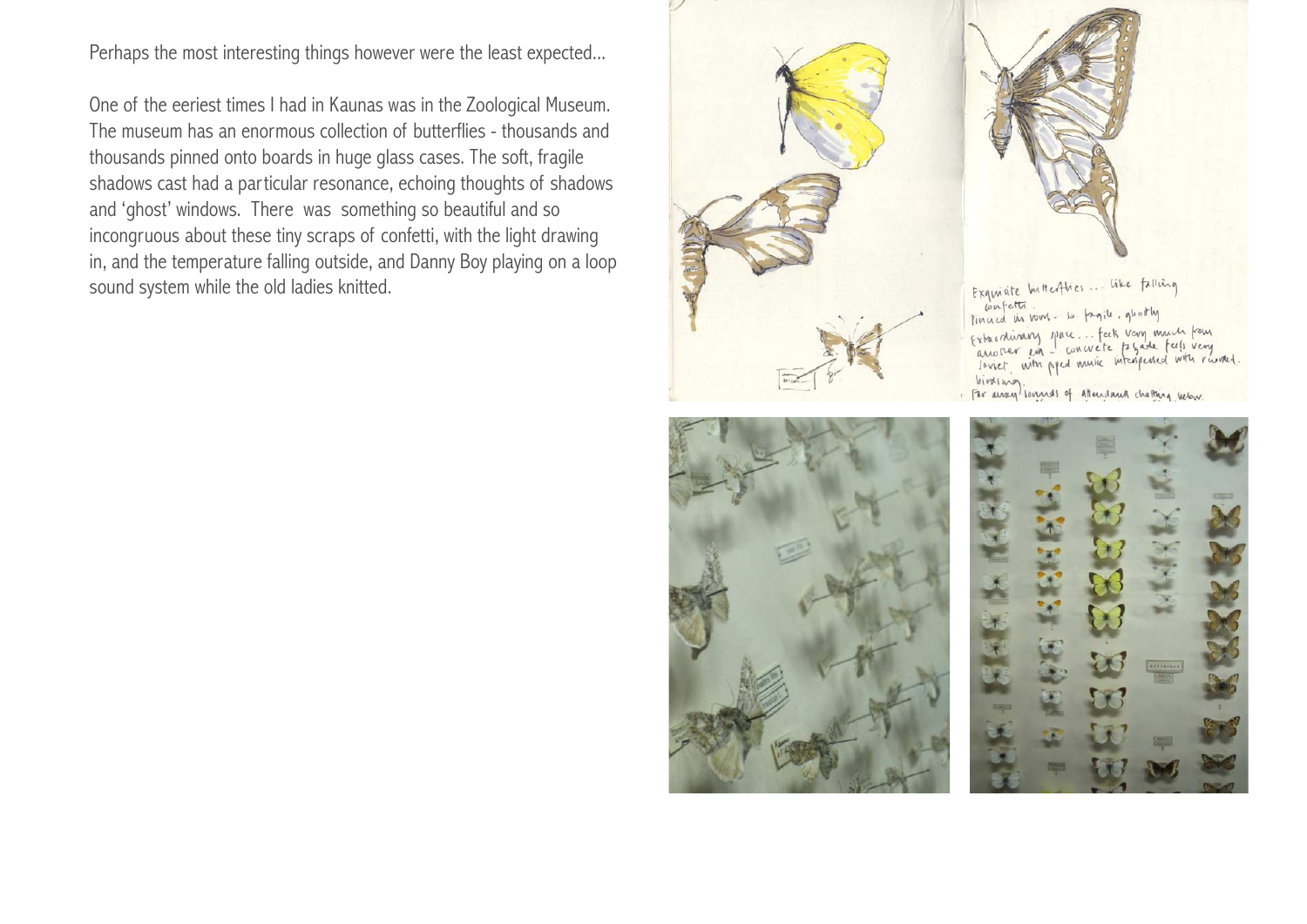Perhaps the most interesting things however were the least expected...

One of the eeriest times I had in Kaunas was in the Zoological Museum. The museum has an enormous collection of butterflies - thousands and thousands pinned onto boards in huge glass cases. The soft, fragile shadows cast had a particular resonance, echoing thoughts of shadows and 'ghost' windows. There was something so beautiful and so incongruous about these tiny scraps of confetti, with the light drawing in, and the temperature falling outside, and Danny Boy playing on a loop sound system while the old ladies knitted.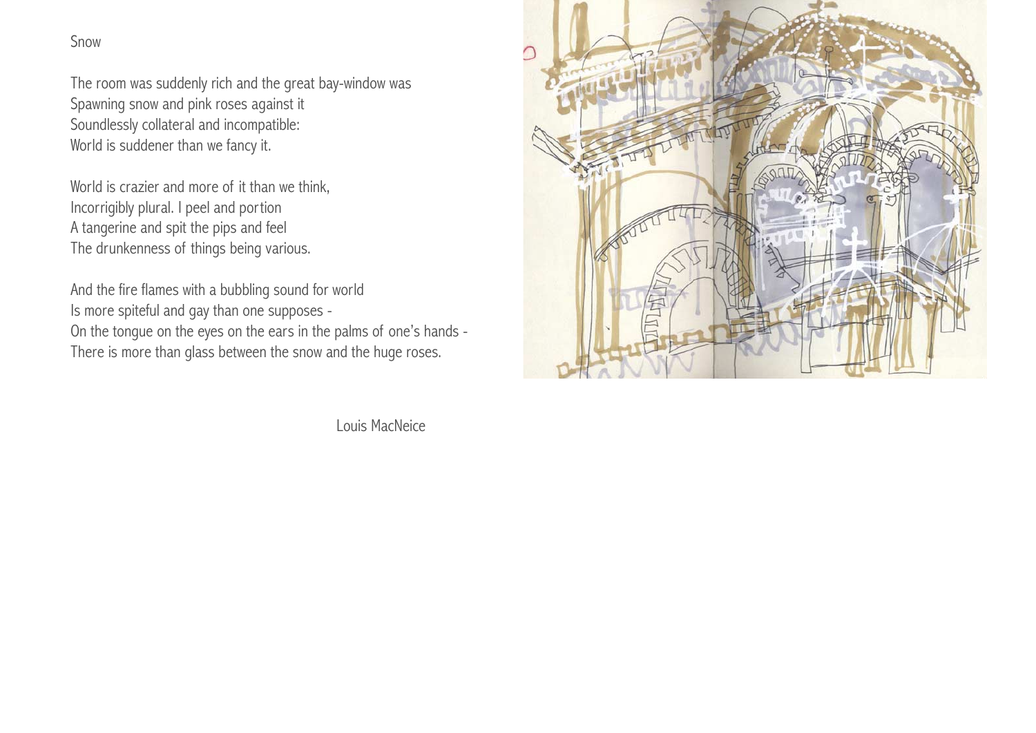## Snow

The room was suddenly rich and the great bay-window was  
Spawning snow and pink roses against it  
Soundlessly collateral and incompatible:  
World is suddener than we fancy it.

World is crazier and more of it than we think,  
Incorrigibly plural. I peel and portion  
A tangerine and spit the pips and feel  
The drunkenness of things being various.

And the fire flames with a bubbling sound for world  
Is more spiteful and gay than one supposes -  
On the tongue on the eyes on the ears in the palms of one's hands -  
There is more than glass between the snow and the huge roses.

Louis MacNeice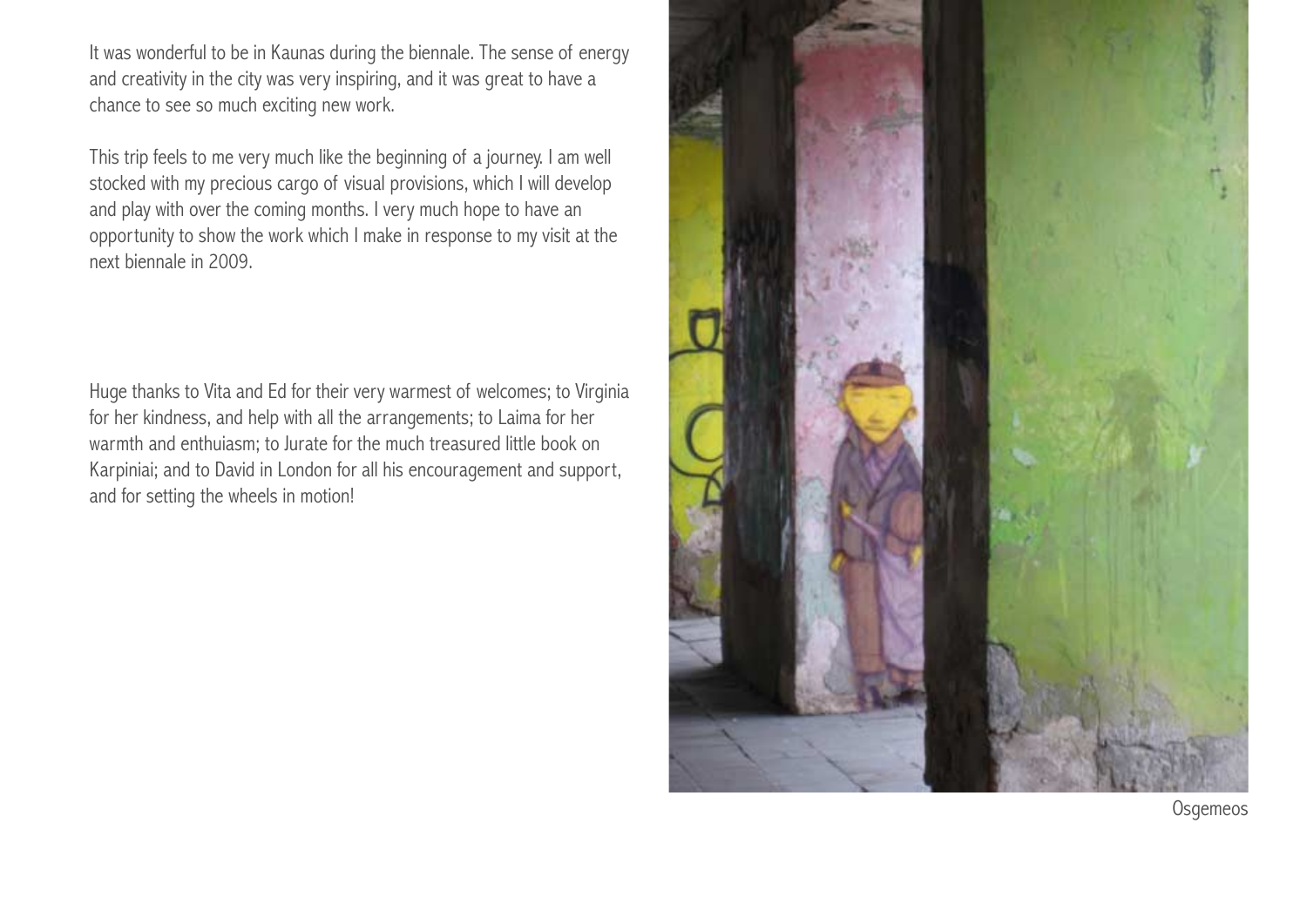It was wonderful to be in Kaunas during the biennale. The sense of energy and creativity in the city was very inspiring, and it was great to have a chance to see so much exciting new work.

This trip feels to me very much like the beginning of a journey. I am well stocked with my precious cargo of visual provisions, which I will develop and play with over the coming months. I very much hope to have an opportunity to show the work which I make in response to my visit at the next biennale in 2009.

Huge thanks to Vita and Ed for their very warmest of welcomes; to Virginia for her kindness, and help with all the arrangements; to Laima for her warmth and enthuiasm; to Jurate for the much treasured little book on Karpiniai; and to David in London for all his encouragement and support, and for setting the wheels in motion!

Osgemeos